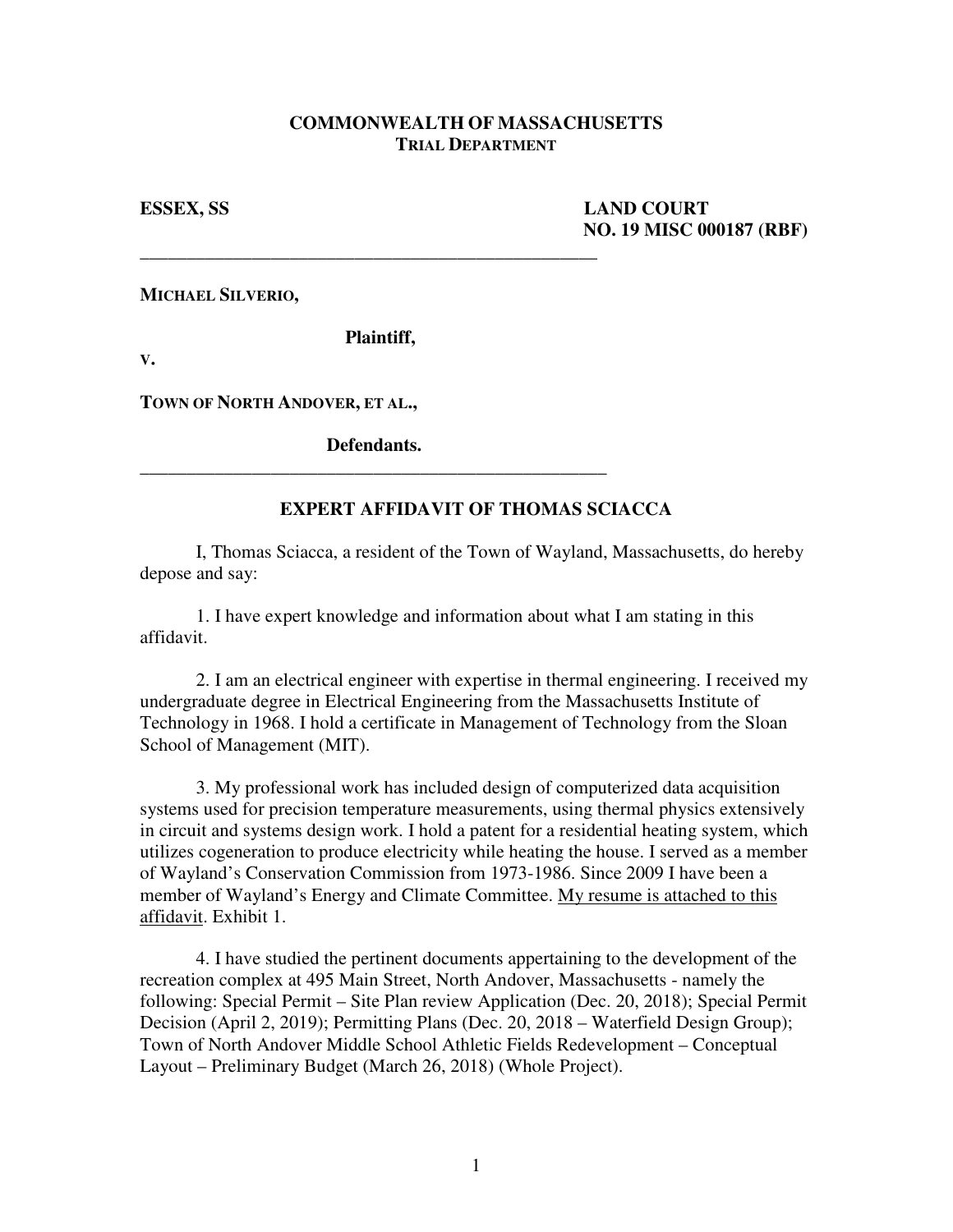**COMMONWEALTH OF MASSACHUSETTS**
**TRIAL DEPARTMENT**

**ESSEX, SS** **LAND COURT**
**NO. 19 MISC 000187 (RBF)**

---

**MICHAEL SILVERIO,**

**Plaintiff,**

**v.**

**TOWN OF NORTH ANDOVER, ET AL.,**

**Defendants.**

---

## EXPERT AFFIDAVIT OF THOMAS SCIACCA

I, Thomas Sciacca, a resident of the Town of Wayland, Massachusetts, do hereby depose and say:

1. I have expert knowledge and information about what I am stating in this affidavit.

2. I am an electrical engineer with expertise in thermal engineering. I received my undergraduate degree in Electrical Engineering from the Massachusetts Institute of Technology in 1968. I hold a certificate in Management of Technology from the Sloan School of Management (MIT).

3. My professional work has included design of computerized data acquisition systems used for precision temperature measurements, using thermal physics extensively in circuit and systems design work. I hold a patent for a residential heating system, which utilizes cogeneration to produce electricity while heating the house. I served as a member of Wayland's Conservation Commission from 1973-1986. Since 2009 I have been a member of Wayland's Energy and Climate Committee. My resume is attached to this affidavit. Exhibit 1.

4. I have studied the pertinent documents appertaining to the development of the recreation complex at 495 Main Street, North Andover, Massachusetts - namely the following: Special Permit – Site Plan review Application (Dec. 20, 2018); Special Permit Decision (April 2, 2019); Permitting Plans (Dec. 20, 2018 – Waterfield Design Group); Town of North Andover Middle School Athletic Fields Redevelopment – Conceptual Layout – Preliminary Budget (March 26, 2018) (Whole Project).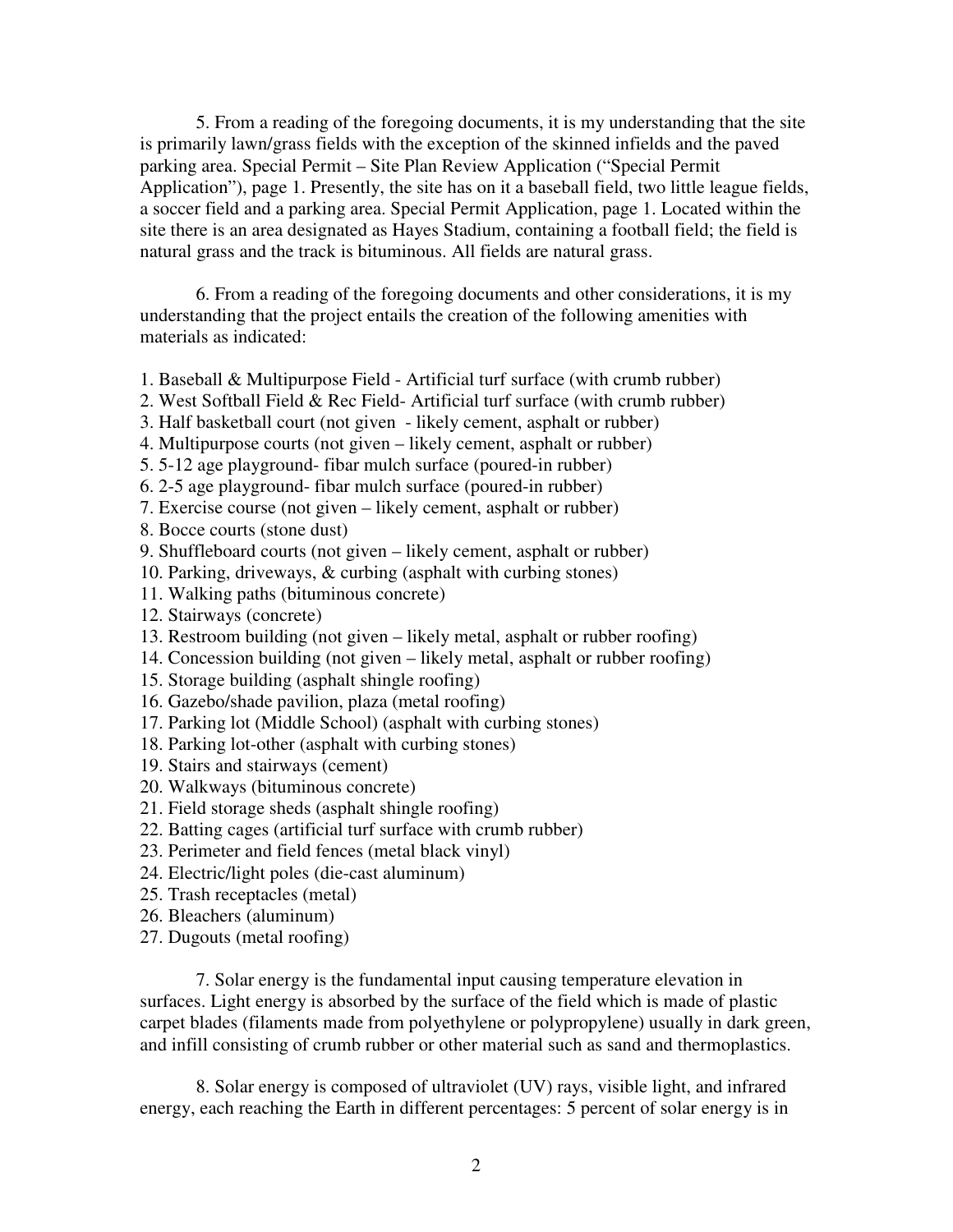5. From a reading of the foregoing documents, it is my understanding that the site is primarily lawn/grass fields with the exception of the skinned infields and the paved parking area. Special Permit – Site Plan Review Application ("Special Permit Application"), page 1. Presently, the site has on it a baseball field, two little league fields, a soccer field and a parking area. Special Permit Application, page 1. Located within the site there is an area designated as Hayes Stadium, containing a football field; the field is natural grass and the track is bituminous. All fields are natural grass.

6. From a reading of the foregoing documents and other considerations, it is my understanding that the project entails the creation of the following amenities with materials as indicated:

1. Baseball & Multipurpose Field - Artificial turf surface (with crumb rubber)
2. West Softball Field & Rec Field- Artificial turf surface (with crumb rubber)
3. Half basketball court (not given - likely cement, asphalt or rubber)
4. Multipurpose courts (not given – likely cement, asphalt or rubber)
5. 5-12 age playground- fibar mulch surface (poured-in rubber)
6. 2-5 age playground- fibar mulch surface (poured-in rubber)
7. Exercise course (not given – likely cement, asphalt or rubber)
8. Bocce courts (stone dust)
9. Shuffleboard courts (not given – likely cement, asphalt or rubber)
10. Parking, driveways, & curbing (asphalt with curbing stones)
11. Walking paths (bituminous concrete)
12. Stairways (concrete)
13. Restroom building (not given – likely metal, asphalt or rubber roofing)
14. Concession building (not given – likely metal, asphalt or rubber roofing)
15. Storage building (asphalt shingle roofing)
16. Gazebo/shade pavilion, plaza (metal roofing)
17. Parking lot (Middle School) (asphalt with curbing stones)
18. Parking lot-other (asphalt with curbing stones)
19. Stairs and stairways (cement)
20. Walkways (bituminous concrete)
21. Field storage sheds (asphalt shingle roofing)
22. Batting cages (artificial turf surface with crumb rubber)
23. Perimeter and field fences (metal black vinyl)
24. Electric/light poles (die-cast aluminum)
25. Trash receptacles (metal)
26. Bleachers (aluminum)
27. Dugouts (metal roofing)

7. Solar energy is the fundamental input causing temperature elevation in surfaces. Light energy is absorbed by the surface of the field which is made of plastic carpet blades (filaments made from polyethylene or polypropylene) usually in dark green, and infill consisting of crumb rubber or other material such as sand and thermoplastics.

8. Solar energy is composed of ultraviolet (UV) rays, visible light, and infrared energy, each reaching the Earth in different percentages: 5 percent of solar energy is in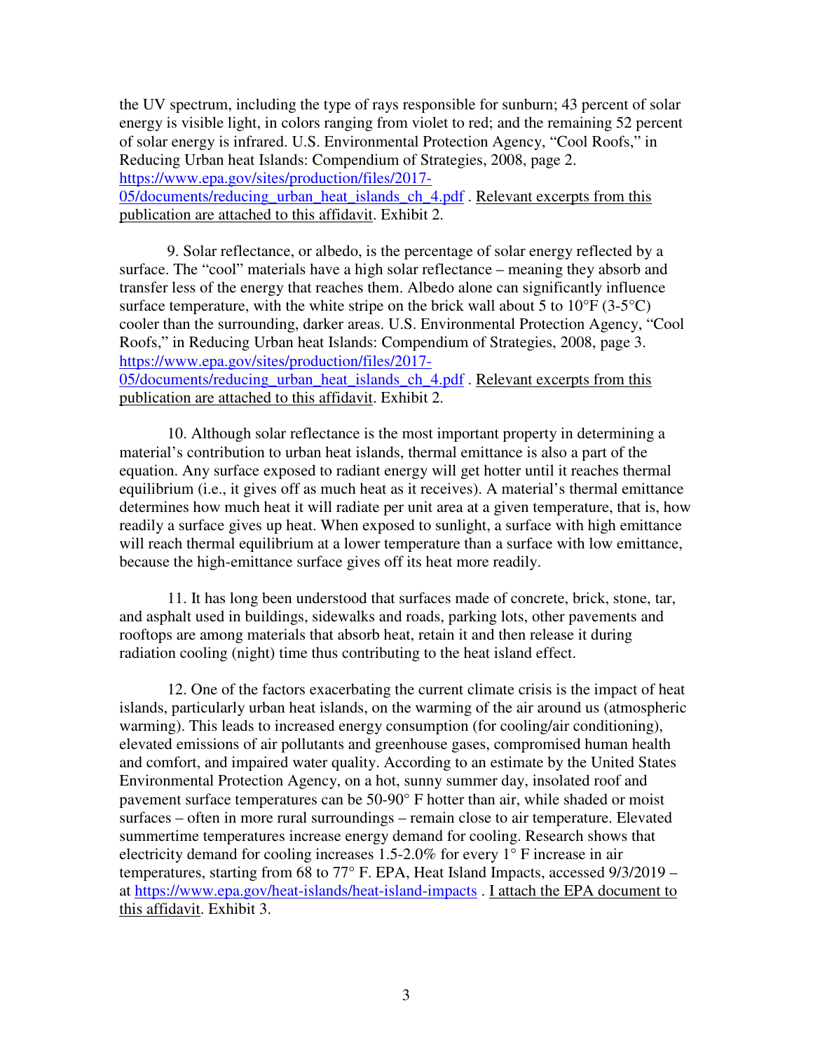the UV spectrum, including the type of rays responsible for sunburn; 43 percent of solar energy is visible light, in colors ranging from violet to red; and the remaining 52 percent of solar energy is infrared. U.S. Environmental Protection Agency, "Cool Roofs," in Reducing Urban heat Islands: Compendium of Strategies, 2008, page 2. https://www.epa.gov/sites/production/files/2017-05/documents/reducing_urban_heat_islands_ch_4.pdf . Relevant excerpts from this publication are attached to this affidavit. Exhibit 2.

9. Solar reflectance, or albedo, is the percentage of solar energy reflected by a surface. The "cool" materials have a high solar reflectance – meaning they absorb and transfer less of the energy that reaches them. Albedo alone can significantly influence surface temperature, with the white stripe on the brick wall about 5 to 10°F (3-5°C) cooler than the surrounding, darker areas. U.S. Environmental Protection Agency, "Cool Roofs," in Reducing Urban heat Islands: Compendium of Strategies, 2008, page 3. https://www.epa.gov/sites/production/files/2017-05/documents/reducing_urban_heat_islands_ch_4.pdf . Relevant excerpts from this publication are attached to this affidavit. Exhibit 2.

10. Although solar reflectance is the most important property in determining a material's contribution to urban heat islands, thermal emittance is also a part of the equation. Any surface exposed to radiant energy will get hotter until it reaches thermal equilibrium (i.e., it gives off as much heat as it receives). A material's thermal emittance determines how much heat it will radiate per unit area at a given temperature, that is, how readily a surface gives up heat. When exposed to sunlight, a surface with high emittance will reach thermal equilibrium at a lower temperature than a surface with low emittance, because the high-emittance surface gives off its heat more readily.

11. It has long been understood that surfaces made of concrete, brick, stone, tar, and asphalt used in buildings, sidewalks and roads, parking lots, other pavements and rooftops are among materials that absorb heat, retain it and then release it during radiation cooling (night) time thus contributing to the heat island effect.

12. One of the factors exacerbating the current climate crisis is the impact of heat islands, particularly urban heat islands, on the warming of the air around us (atmospheric warming). This leads to increased energy consumption (for cooling/air conditioning), elevated emissions of air pollutants and greenhouse gases, compromised human health and comfort, and impaired water quality. According to an estimate by the United States Environmental Protection Agency, on a hot, sunny summer day, insolated roof and pavement surface temperatures can be 50-90° F hotter than air, while shaded or moist surfaces – often in more rural surroundings – remain close to air temperature. Elevated summertime temperatures increase energy demand for cooling. Research shows that electricity demand for cooling increases 1.5-2.0% for every 1° F increase in air temperatures, starting from 68 to 77° F. EPA, Heat Island Impacts, accessed 9/3/2019 – at https://www.epa.gov/heat-islands/heat-island-impacts . I attach the EPA document to this affidavit. Exhibit 3.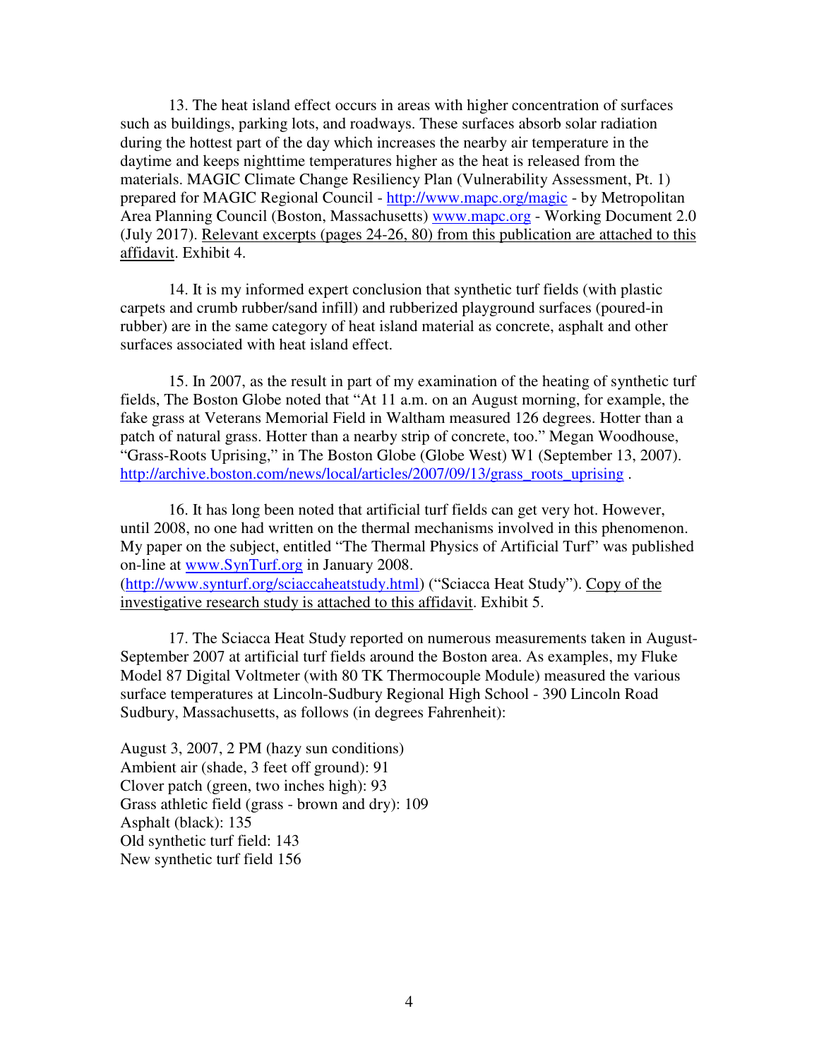13. The heat island effect occurs in areas with higher concentration of surfaces such as buildings, parking lots, and roadways. These surfaces absorb solar radiation during the hottest part of the day which increases the nearby air temperature in the daytime and keeps nighttime temperatures higher as the heat is released from the materials. MAGIC Climate Change Resiliency Plan (Vulnerability Assessment, Pt. 1) prepared for MAGIC Regional Council - http://www.mapc.org/magic - by Metropolitan Area Planning Council (Boston, Massachusetts) www.mapc.org - Working Document 2.0 (July 2017). Relevant excerpts (pages 24-26, 80) from this publication are attached to this affidavit. Exhibit 4.

14. It is my informed expert conclusion that synthetic turf fields (with plastic carpets and crumb rubber/sand infill) and rubberized playground surfaces (poured-in rubber) are in the same category of heat island material as concrete, asphalt and other surfaces associated with heat island effect.

15. In 2007, as the result in part of my examination of the heating of synthetic turf fields, The Boston Globe noted that "At 11 a.m. on an August morning, for example, the fake grass at Veterans Memorial Field in Waltham measured 126 degrees. Hotter than a patch of natural grass. Hotter than a nearby strip of concrete, too." Megan Woodhouse, "Grass-Roots Uprising," in The Boston Globe (Globe West) W1 (September 13, 2007). http://archive.boston.com/news/local/articles/2007/09/13/grass_roots_uprising .

16. It has long been noted that artificial turf fields can get very hot. However, until 2008, no one had written on the thermal mechanisms involved in this phenomenon. My paper on the subject, entitled "The Thermal Physics of Artificial Turf" was published on-line at www.SynTurf.org in January 2008. (http://www.synturf.org/sciaccaheatstudy.html) ("Sciacca Heat Study"). Copy of the investigative research study is attached to this affidavit. Exhibit 5.

17. The Sciacca Heat Study reported on numerous measurements taken in August-September 2007 at artificial turf fields around the Boston area. As examples, my Fluke Model 87 Digital Voltmeter (with 80 TK Thermocouple Module) measured the various surface temperatures at Lincoln-Sudbury Regional High School - 390 Lincoln Road Sudbury, Massachusetts, as follows (in degrees Fahrenheit):

August 3, 2007, 2 PM (hazy sun conditions)
Ambient air (shade, 3 feet off ground): 91
Clover patch (green, two inches high): 93
Grass athletic field (grass - brown and dry): 109
Asphalt (black): 135
Old synthetic turf field: 143
New synthetic turf field 156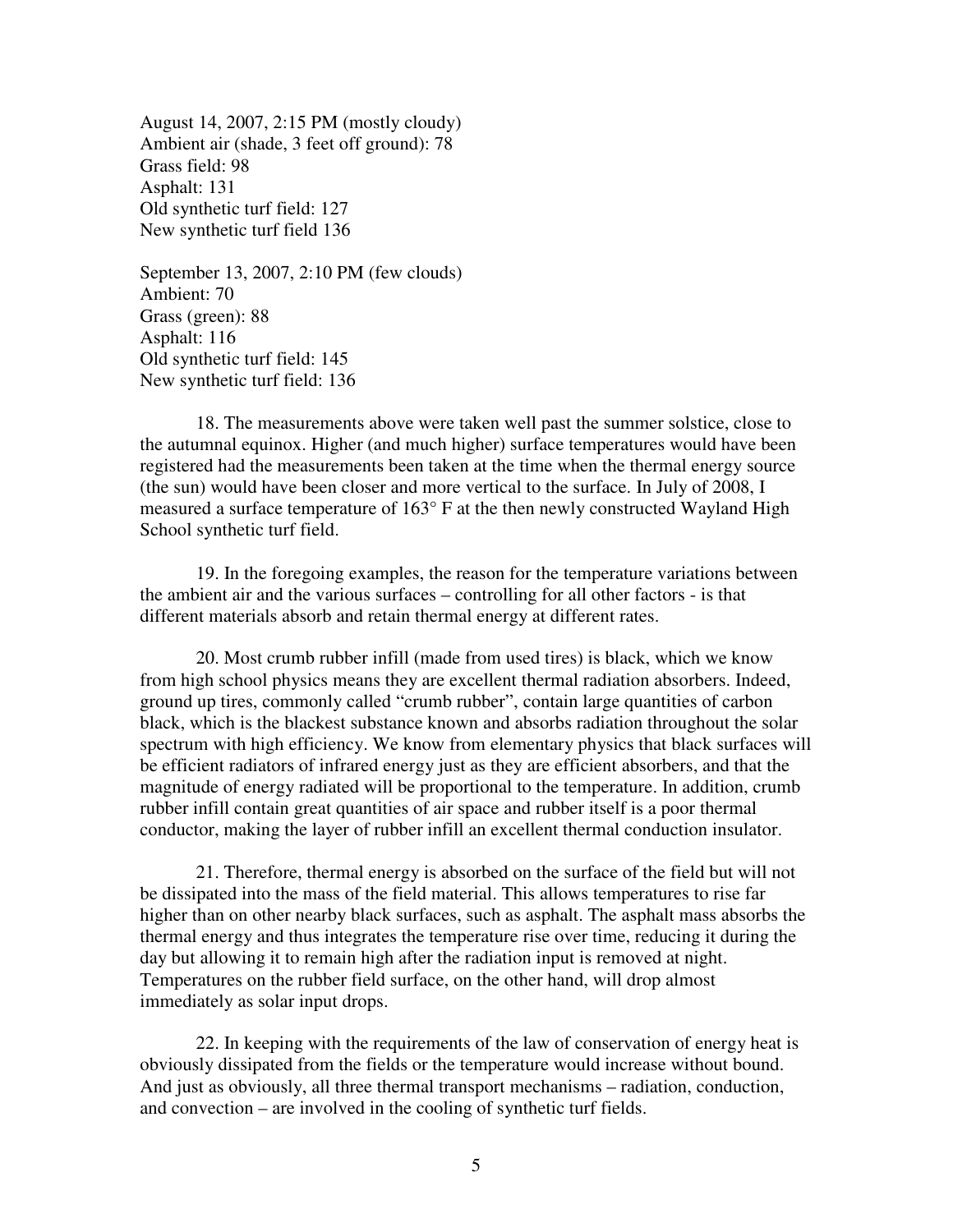August 14, 2007, 2:15 PM (mostly cloudy)
Ambient air (shade, 3 feet off ground): 78
Grass field: 98
Asphalt: 131
Old synthetic turf field: 127
New synthetic turf field 136

September 13, 2007, 2:10 PM (few clouds)
Ambient: 70
Grass (green): 88
Asphalt: 116
Old synthetic turf field: 145
New synthetic turf field: 136

18. The measurements above were taken well past the summer solstice, close to the autumnal equinox. Higher (and much higher) surface temperatures would have been registered had the measurements been taken at the time when the thermal energy source (the sun) would have been closer and more vertical to the surface. In July of 2008, I measured a surface temperature of 163° F at the then newly constructed Wayland High School synthetic turf field.

19. In the foregoing examples, the reason for the temperature variations between the ambient air and the various surfaces – controlling for all other factors - is that different materials absorb and retain thermal energy at different rates.

20. Most crumb rubber infill (made from used tires) is black, which we know from high school physics means they are excellent thermal radiation absorbers. Indeed, ground up tires, commonly called "crumb rubber", contain large quantities of carbon black, which is the blackest substance known and absorbs radiation throughout the solar spectrum with high efficiency. We know from elementary physics that black surfaces will be efficient radiators of infrared energy just as they are efficient absorbers, and that the magnitude of energy radiated will be proportional to the temperature. In addition, crumb rubber infill contain great quantities of air space and rubber itself is a poor thermal conductor, making the layer of rubber infill an excellent thermal conduction insulator.

21. Therefore, thermal energy is absorbed on the surface of the field but will not be dissipated into the mass of the field material. This allows temperatures to rise far higher than on other nearby black surfaces, such as asphalt. The asphalt mass absorbs the thermal energy and thus integrates the temperature rise over time, reducing it during the day but allowing it to remain high after the radiation input is removed at night. Temperatures on the rubber field surface, on the other hand, will drop almost immediately as solar input drops.

22. In keeping with the requirements of the law of conservation of energy heat is obviously dissipated from the fields or the temperature would increase without bound. And just as obviously, all three thermal transport mechanisms – radiation, conduction, and convection – are involved in the cooling of synthetic turf fields.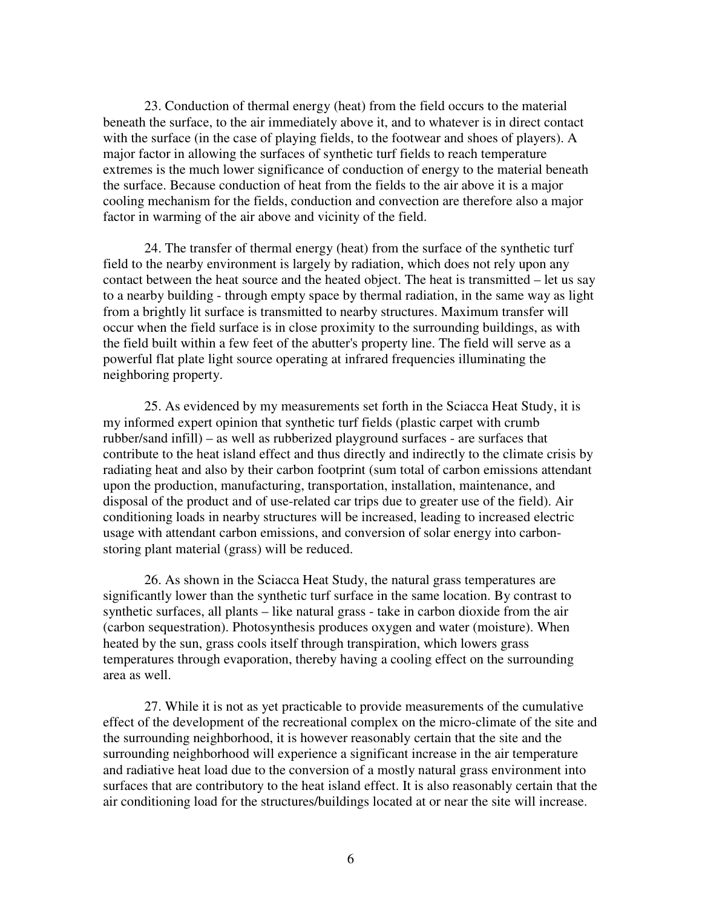23. Conduction of thermal energy (heat) from the field occurs to the material beneath the surface, to the air immediately above it, and to whatever is in direct contact with the surface (in the case of playing fields, to the footwear and shoes of players). A major factor in allowing the surfaces of synthetic turf fields to reach temperature extremes is the much lower significance of conduction of energy to the material beneath the surface. Because conduction of heat from the fields to the air above it is a major cooling mechanism for the fields, conduction and convection are therefore also a major factor in warming of the air above and vicinity of the field.

24. The transfer of thermal energy (heat) from the surface of the synthetic turf field to the nearby environment is largely by radiation, which does not rely upon any contact between the heat source and the heated object. The heat is transmitted – let us say to a nearby building - through empty space by thermal radiation, in the same way as light from a brightly lit surface is transmitted to nearby structures. Maximum transfer will occur when the field surface is in close proximity to the surrounding buildings, as with the field built within a few feet of the abutter's property line. The field will serve as a powerful flat plate light source operating at infrared frequencies illuminating the neighboring property.

25. As evidenced by my measurements set forth in the Sciacca Heat Study, it is my informed expert opinion that synthetic turf fields (plastic carpet with crumb rubber/sand infill) – as well as rubberized playground surfaces - are surfaces that contribute to the heat island effect and thus directly and indirectly to the climate crisis by radiating heat and also by their carbon footprint (sum total of carbon emissions attendant upon the production, manufacturing, transportation, installation, maintenance, and disposal of the product and of use-related car trips due to greater use of the field). Air conditioning loads in nearby structures will be increased, leading to increased electric usage with attendant carbon emissions, and conversion of solar energy into carbon-storing plant material (grass) will be reduced.

26. As shown in the Sciacca Heat Study, the natural grass temperatures are significantly lower than the synthetic turf surface in the same location. By contrast to synthetic surfaces, all plants – like natural grass - take in carbon dioxide from the air (carbon sequestration). Photosynthesis produces oxygen and water (moisture). When heated by the sun, grass cools itself through transpiration, which lowers grass temperatures through evaporation, thereby having a cooling effect on the surrounding area as well.

27. While it is not as yet practicable to provide measurements of the cumulative effect of the development of the recreational complex on the micro-climate of the site and the surrounding neighborhood, it is however reasonably certain that the site and the surrounding neighborhood will experience a significant increase in the air temperature and radiative heat load due to the conversion of a mostly natural grass environment into surfaces that are contributory to the heat island effect. It is also reasonably certain that the air conditioning load for the structures/buildings located at or near the site will increase.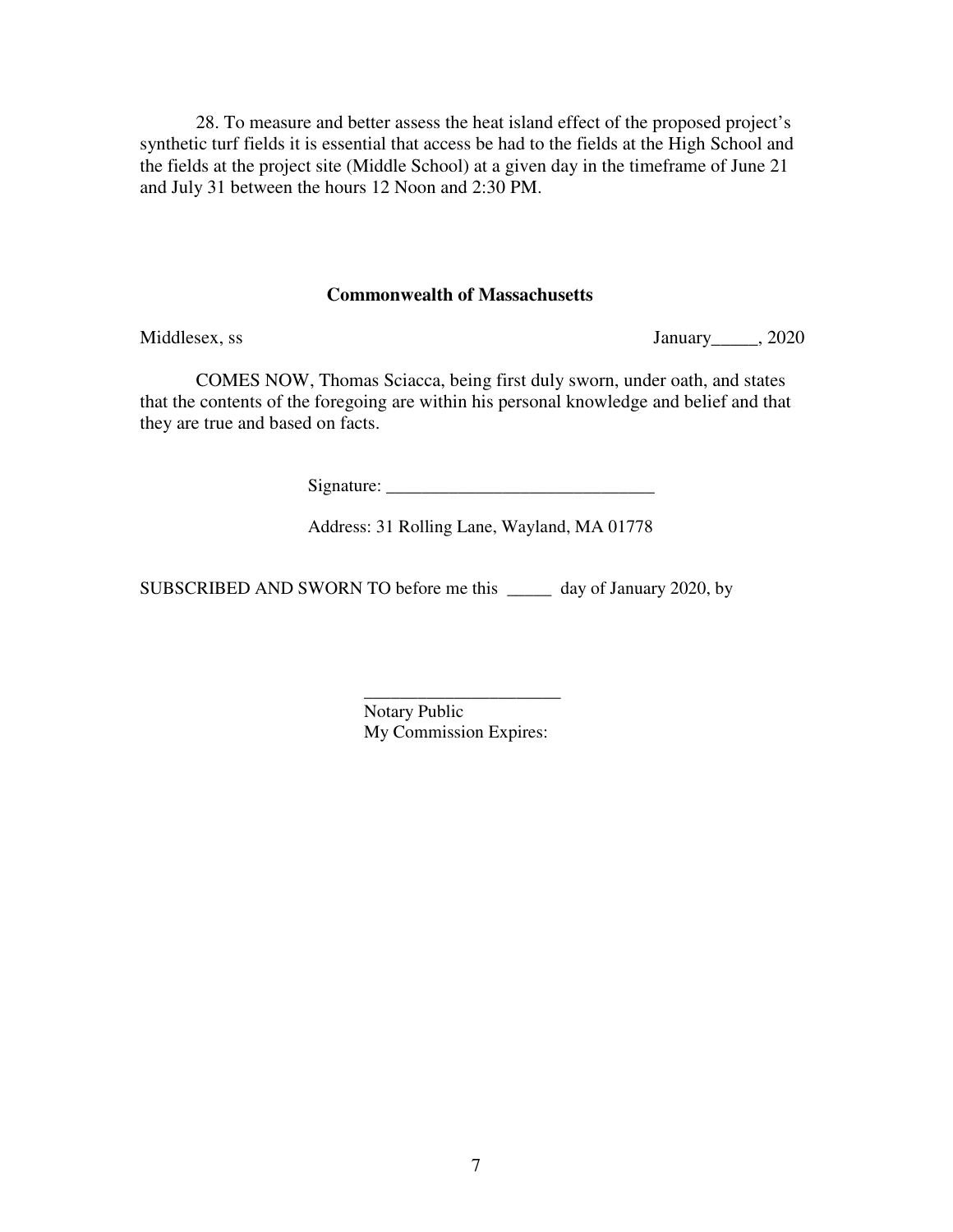28. To measure and better assess the heat island effect of the proposed project's synthetic turf fields it is essential that access be had to the fields at the High School and the fields at the project site (Middle School) at a given day in the timeframe of June 21 and July 31 between the hours 12 Noon and 2:30 PM.

**Commonwealth of Massachusetts**

Middlesex, ss January_____, 2020

COMES NOW, Thomas Sciacca, being first duly sworn, under oath, and states that the contents of the foregoing are within his personal knowledge and belief and that they are true and based on facts.

Signature: ______________________________

Address: 31 Rolling Lane, Wayland, MA 01778

SUBSCRIBED AND SWORN TO before me this _____ day of January 2020, by

______________________
Notary Public
My Commission Expires: